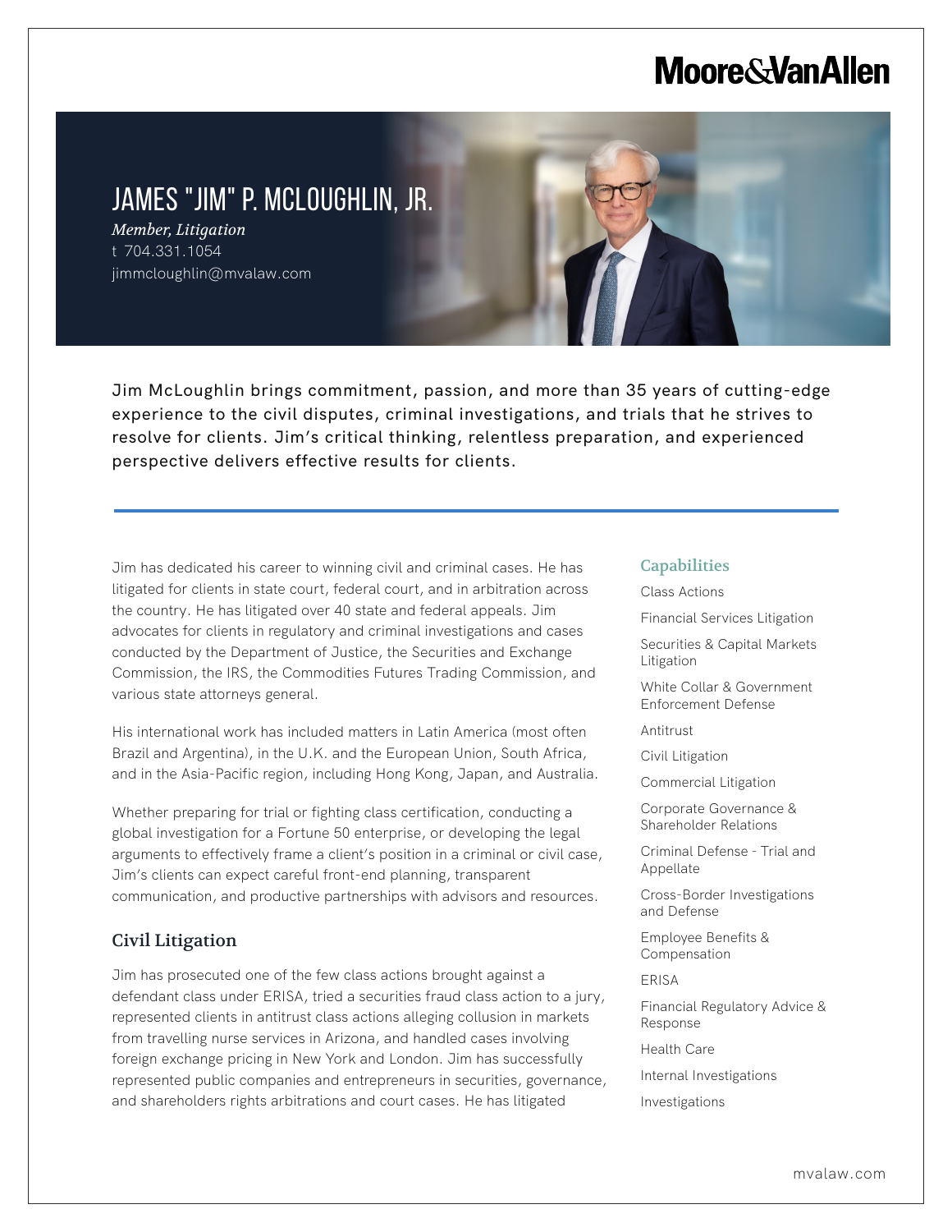Moore&VanAllen

# JAMES "JIM" P. MCLOUGHLIN, JR.

*Member, Litigation*

t 704.331.1054

jimmcloughlin@mvalaw.com

Jim McLoughlin brings commitment, passion, and more than 35 years of cutting-edge experience to the civil disputes, criminal investigations, and trials that he strives to resolve for clients. Jim's critical thinking, relentless preparation, and experienced perspective delivers effective results for clients.

Jim has dedicated his career to winning civil and criminal cases. He has litigated for clients in state court, federal court, and in arbitration across the country. He has litigated over 40 state and federal appeals. Jim advocates for clients in regulatory and criminal investigations and cases conducted by the Department of Justice, the Securities and Exchange Commission, the IRS, the Commodities Futures Trading Commission, and various state attorneys general.

His international work has included matters in Latin America (most often Brazil and Argentina), in the U.K. and the European Union, South Africa, and in the Asia-Pacific region, including Hong Kong, Japan, and Australia.

Whether preparing for trial or fighting class certification, conducting a global investigation for a Fortune 50 enterprise, or developing the legal arguments to effectively frame a client's position in a criminal or civil case, Jim's clients can expect careful front-end planning, transparent communication, and productive partnerships with advisors and resources.

## Civil Litigation

Jim has prosecuted one of the few class actions brought against a defendant class under ERISA, tried a securities fraud class action to a jury, represented clients in antitrust class actions alleging collusion in markets from travelling nurse services in Arizona, and handled cases involving foreign exchange pricing in New York and London. Jim has successfully represented public companies and entrepreneurs in securities, governance, and shareholders rights arbitrations and court cases. He has litigated

## Capabilities

- Class Actions
- Financial Services Litigation
- Securities & Capital Markets Litigation
- White Collar & Government Enforcement Defense
- Antitrust
- Civil Litigation
- Commercial Litigation
- Corporate Governance & Shareholder Relations
- Criminal Defense - Trial and Appellate
- Cross-Border Investigations and Defense
- Employee Benefits & Compensation
- ERISA
- Financial Regulatory Advice & Response
- Health Care
- Internal Investigations
- Investigations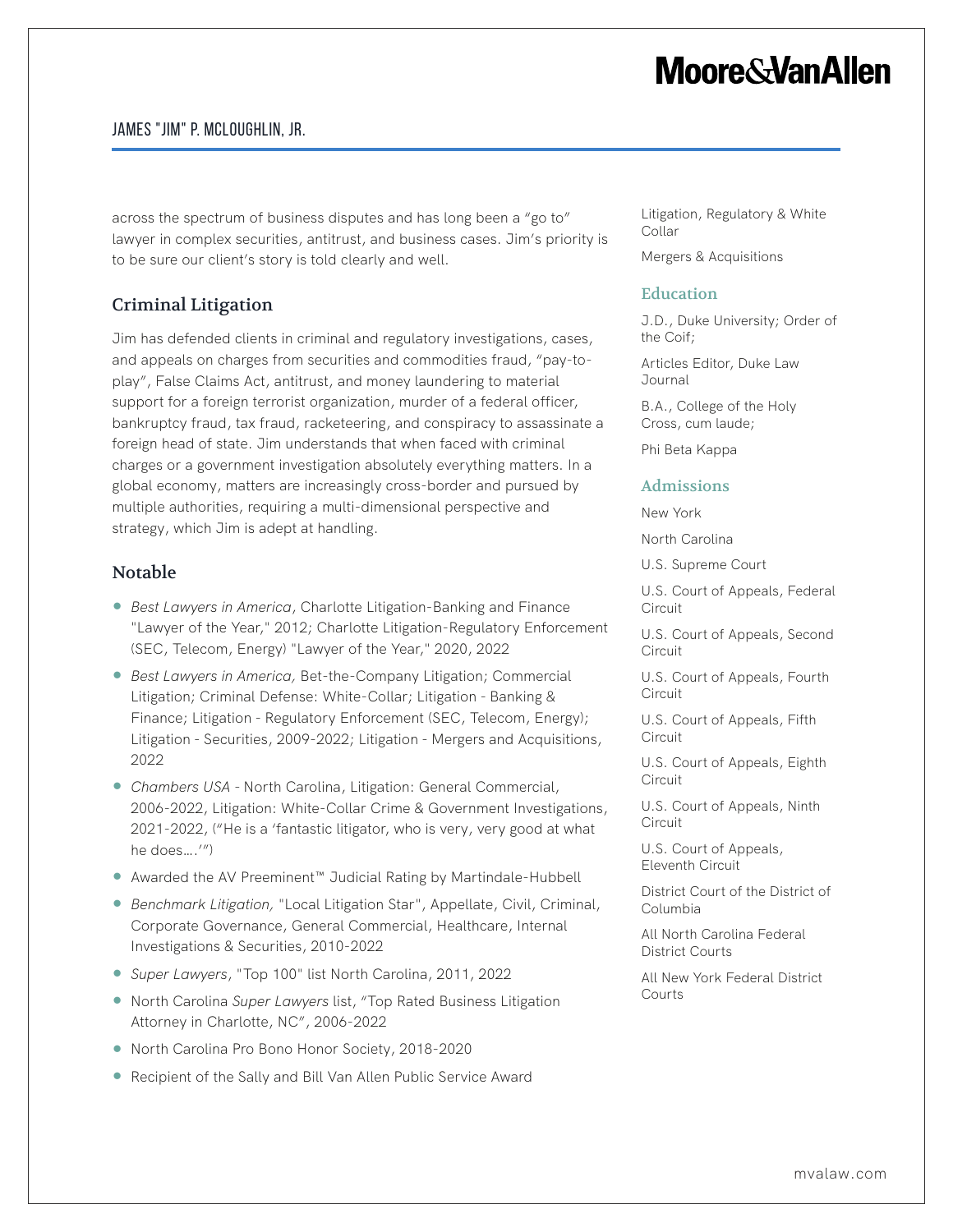across the spectrum of business disputes and has long been a "go to" lawyer in complex securities, antitrust, and business cases. Jim's priority is to be sure our client's story is told clearly and well.

## Criminal Litigation

Jim has defended clients in criminal and regulatory investigations, cases, and appeals on charges from securities and commodities fraud, "pay-to-play", False Claims Act, antitrust, and money laundering to material support for a foreign terrorist organization, murder of a federal officer, bankruptcy fraud, tax fraud, racketeering, and conspiracy to assassinate a foreign head of state. Jim understands that when faced with criminal charges or a government investigation absolutely everything matters. In a global economy, matters are increasingly cross-border and pursued by multiple authorities, requiring a multi-dimensional perspective and strategy, which Jim is adept at handling.

## Notable

- *Best Lawyers in America*, Charlotte Litigation-Banking and Finance "Lawyer of the Year," 2012; Charlotte Litigation-Regulatory Enforcement (SEC, Telecom, Energy) "Lawyer of the Year," 2020, 2022
- *Best Lawyers in America,* Bet-the-Company Litigation; Commercial Litigation; Criminal Defense: White-Collar; Litigation - Banking & Finance; Litigation - Regulatory Enforcement (SEC, Telecom, Energy); Litigation - Securities, 2009-2022; Litigation - Mergers and Acquisitions, 2022
- *Chambers USA* - North Carolina, Litigation: General Commercial, 2006-2022, Litigation: White-Collar Crime & Government Investigations, 2021-2022, ("He is a 'fantastic litigator, who is very, very good at what he does….'")
- Awarded the AV Preeminent™ Judicial Rating by Martindale-Hubbell
- *Benchmark Litigation,* "Local Litigation Star", Appellate, Civil, Criminal, Corporate Governance, General Commercial, Healthcare, Internal Investigations & Securities, 2010-2022
- *Super Lawyers*, "Top 100" list North Carolina, 2011, 2022
- North Carolina *Super Lawyers* list, "Top Rated Business Litigation Attorney in Charlotte, NC", 2006-2022
- North Carolina Pro Bono Honor Society, 2018-2020
- Recipient of the Sally and Bill Van Allen Public Service Award

Litigation, Regulatory & White Collar

Mergers & Acquisitions

### Education

J.D., Duke University; Order of the Coif;

Articles Editor, Duke Law Journal

B.A., College of the Holy Cross, cum laude;

Phi Beta Kappa

### Admissions

New York

North Carolina

U.S. Supreme Court

U.S. Court of Appeals, Federal Circuit

U.S. Court of Appeals, Second Circuit

U.S. Court of Appeals, Fourth Circuit

U.S. Court of Appeals, Fifth Circuit

U.S. Court of Appeals, Eighth Circuit

U.S. Court of Appeals, Ninth Circuit

U.S. Court of Appeals, Eleventh Circuit

District Court of the District of Columbia

All North Carolina Federal District Courts

All New York Federal District Courts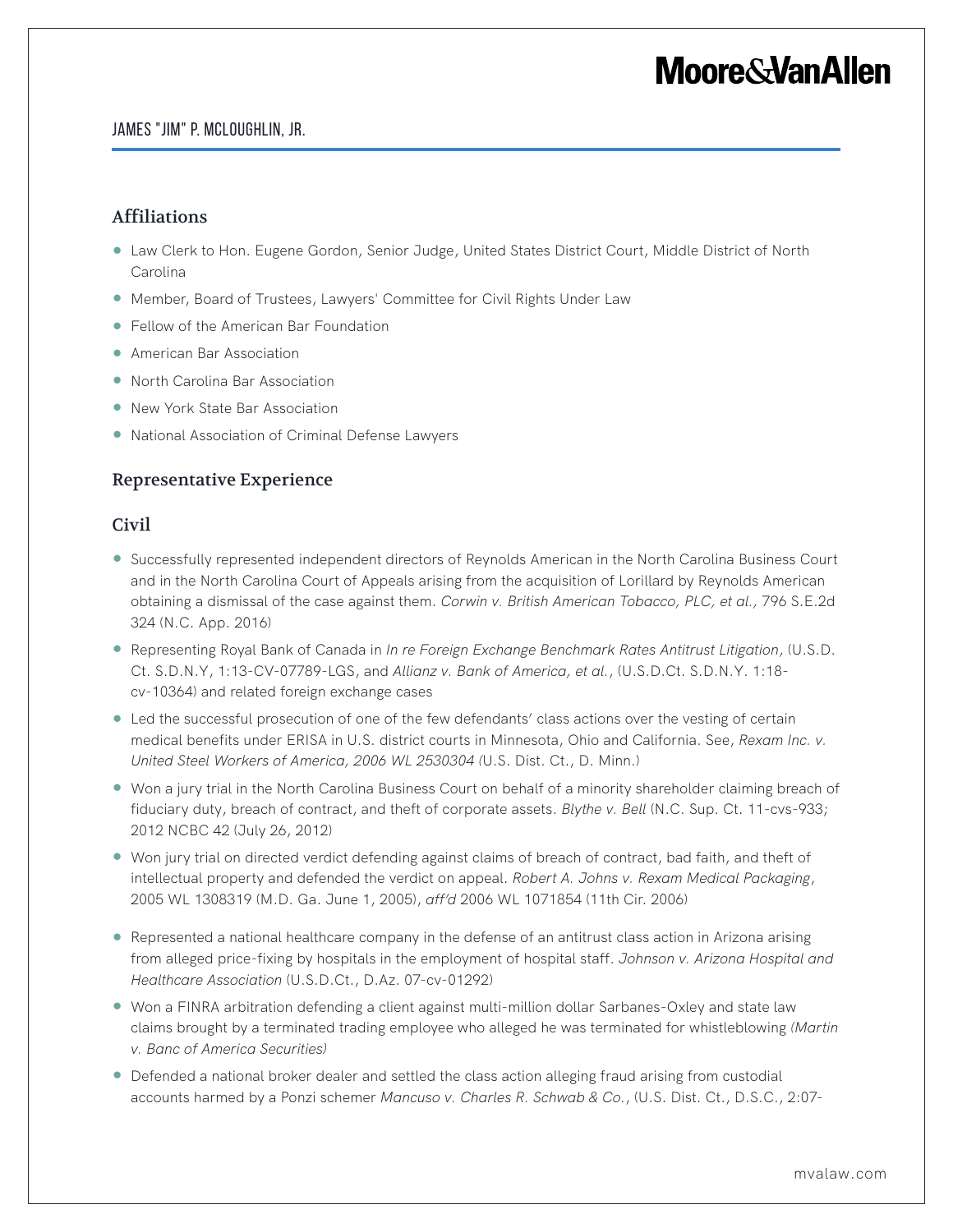## JAMES "JIM" P. MCLOUGHLIN, JR.

## Affiliations

- Law Clerk to Hon. Eugene Gordon, Senior Judge, United States District Court, Middle District of North Carolina
- Member, Board of Trustees, Lawyers' Committee for Civil Rights Under Law
- Fellow of the American Bar Foundation
- American Bar Association
- North Carolina Bar Association
- New York State Bar Association
- National Association of Criminal Defense Lawyers

## Representative Experience

### Civil

- Successfully represented independent directors of Reynolds American in the North Carolina Business Court and in the North Carolina Court of Appeals arising from the acquisition of Lorillard by Reynolds American obtaining a dismissal of the case against them. *Corwin v. British American Tobacco, PLC, et al.,* 796 S.E.2d 324 (N.C. App. 2016)
- Representing Royal Bank of Canada in *In re Foreign Exchange Benchmark Rates Antitrust Litigation*, (U.S.D. Ct. S.D.N.Y, 1:13-CV-07789-LGS, and *Allianz v. Bank of America, et al.*, (U.S.D.Ct. S.D.N.Y. 1:18-cv-10364) and related foreign exchange cases
- Led the successful prosecution of one of the few defendants' class actions over the vesting of certain medical benefits under ERISA in U.S. district courts in Minnesota, Ohio and California. See, *Rexam Inc. v. United Steel Workers of America, 2006 WL 2530304 (*U.S. Dist. Ct., D. Minn.)
- Won a jury trial in the North Carolina Business Court on behalf of a minority shareholder claiming breach of fiduciary duty, breach of contract, and theft of corporate assets. *Blythe v. Bell* (N.C. Sup. Ct. 11-cvs-933; 2012 NCBC 42 (July 26, 2012)
- Won jury trial on directed verdict defending against claims of breach of contract, bad faith, and theft of intellectual property and defended the verdict on appeal. *Robert A. Johns v. Rexam Medical Packaging*, 2005 WL 1308319 (M.D. Ga. June 1, 2005), *aff'd* 2006 WL 1071854 (11th Cir. 2006)
- Represented a national healthcare company in the defense of an antitrust class action in Arizona arising from alleged price-fixing by hospitals in the employment of hospital staff. *Johnson v. Arizona Hospital and Healthcare Association* (U.S.D.Ct., D.Az. 07-cv-01292)
- Won a FINRA arbitration defending a client against multi-million dollar Sarbanes-Oxley and state law claims brought by a terminated trading employee who alleged he was terminated for whistleblowing *(Martin v. Banc of America Securities)*
- Defended a national broker dealer and settled the class action alleging fraud arising from custodial accounts harmed by a Ponzi schemer *Mancuso v. Charles R. Schwab & Co.*, (U.S. Dist. Ct., D.S.C., 2:07-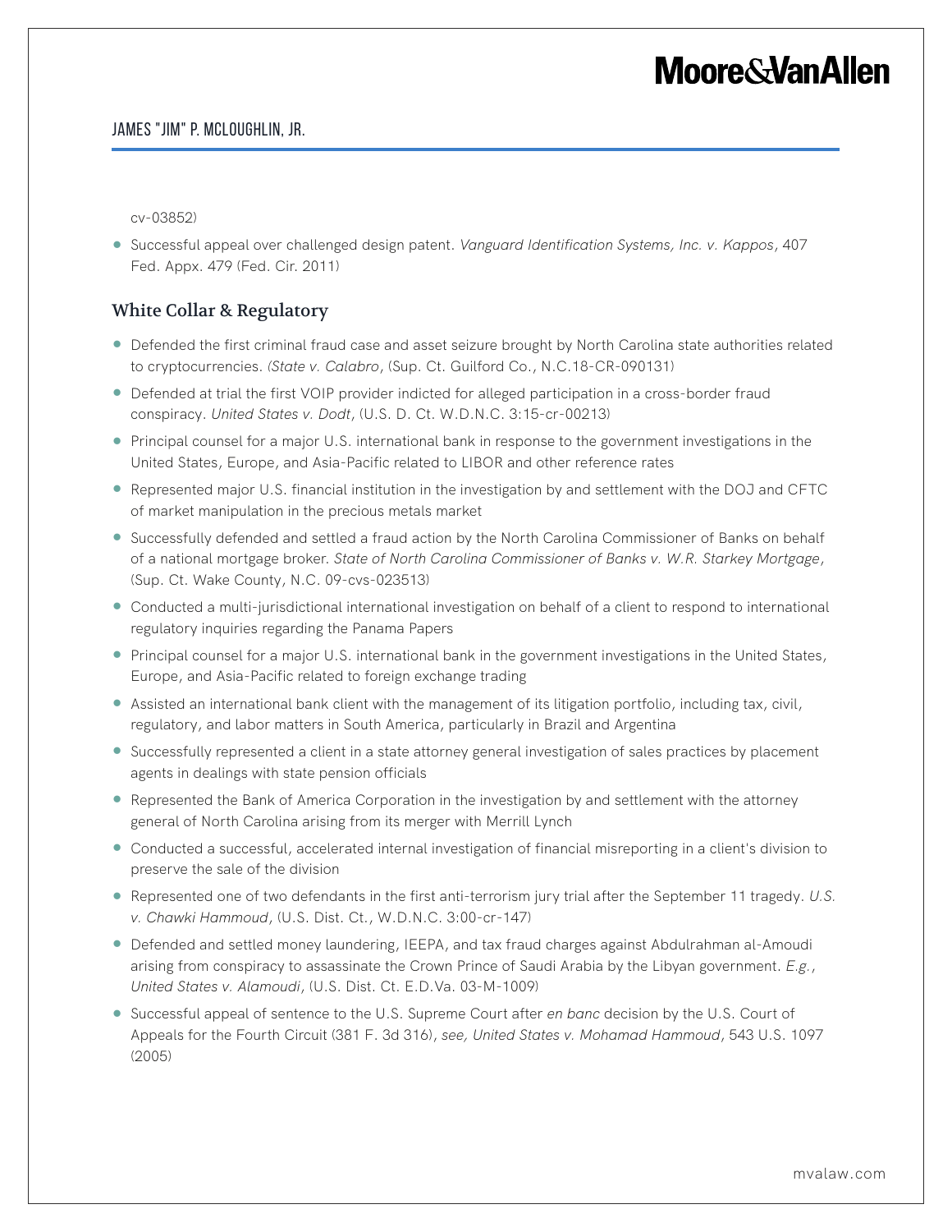cv-03852)

- Successful appeal over challenged design patent. *Vanguard Identification Systems, Inc. v. Kappos*, 407 Fed. Appx. 479 (Fed. Cir. 2011)

## White Collar & Regulatory

- Defended the first criminal fraud case and asset seizure brought by North Carolina state authorities related to cryptocurrencies. *(State v. Calabro*, (Sup. Ct. Guilford Co., N.C.18-CR-090131)
- Defended at trial the first VOIP provider indicted for alleged participation in a cross-border fraud conspiracy. *United States v. Dodt*, (U.S. D. Ct. W.D.N.C. 3:15-cr-00213)
- Principal counsel for a major U.S. international bank in response to the government investigations in the United States, Europe, and Asia-Pacific related to LIBOR and other reference rates
- Represented major U.S. financial institution in the investigation by and settlement with the DOJ and CFTC of market manipulation in the precious metals market
- Successfully defended and settled a fraud action by the North Carolina Commissioner of Banks on behalf of a national mortgage broker. *State of North Carolina Commissioner of Banks v. W.R. Starkey Mortgage*, (Sup. Ct. Wake County, N.C. 09-cvs-023513)
- Conducted a multi-jurisdictional international investigation on behalf of a client to respond to international regulatory inquiries regarding the Panama Papers
- Principal counsel for a major U.S. international bank in the government investigations in the United States, Europe, and Asia-Pacific related to foreign exchange trading
- Assisted an international bank client with the management of its litigation portfolio, including tax, civil, regulatory, and labor matters in South America, particularly in Brazil and Argentina
- Successfully represented a client in a state attorney general investigation of sales practices by placement agents in dealings with state pension officials
- Represented the Bank of America Corporation in the investigation by and settlement with the attorney general of North Carolina arising from its merger with Merrill Lynch
- Conducted a successful, accelerated internal investigation of financial misreporting in a client's division to preserve the sale of the division
- Represented one of two defendants in the first anti-terrorism jury trial after the September 11 tragedy. *U.S. v. Chawki Hammoud*, (U.S. Dist. Ct., W.D.N.C. 3:00-cr-147)
- Defended and settled money laundering, IEEPA, and tax fraud charges against Abdulrahman al-Amoudi arising from conspiracy to assassinate the Crown Prince of Saudi Arabia by the Libyan government. *E.g.*, *United States v. Alamoudi*, (U.S. Dist. Ct. E.D.Va. 03-M-1009)
- Successful appeal of sentence to the U.S. Supreme Court after *en banc* decision by the U.S. Court of Appeals for the Fourth Circuit (381 F. 3d 316), *see, United States v. Mohamad Hammoud*, 543 U.S. 1097 (2005)